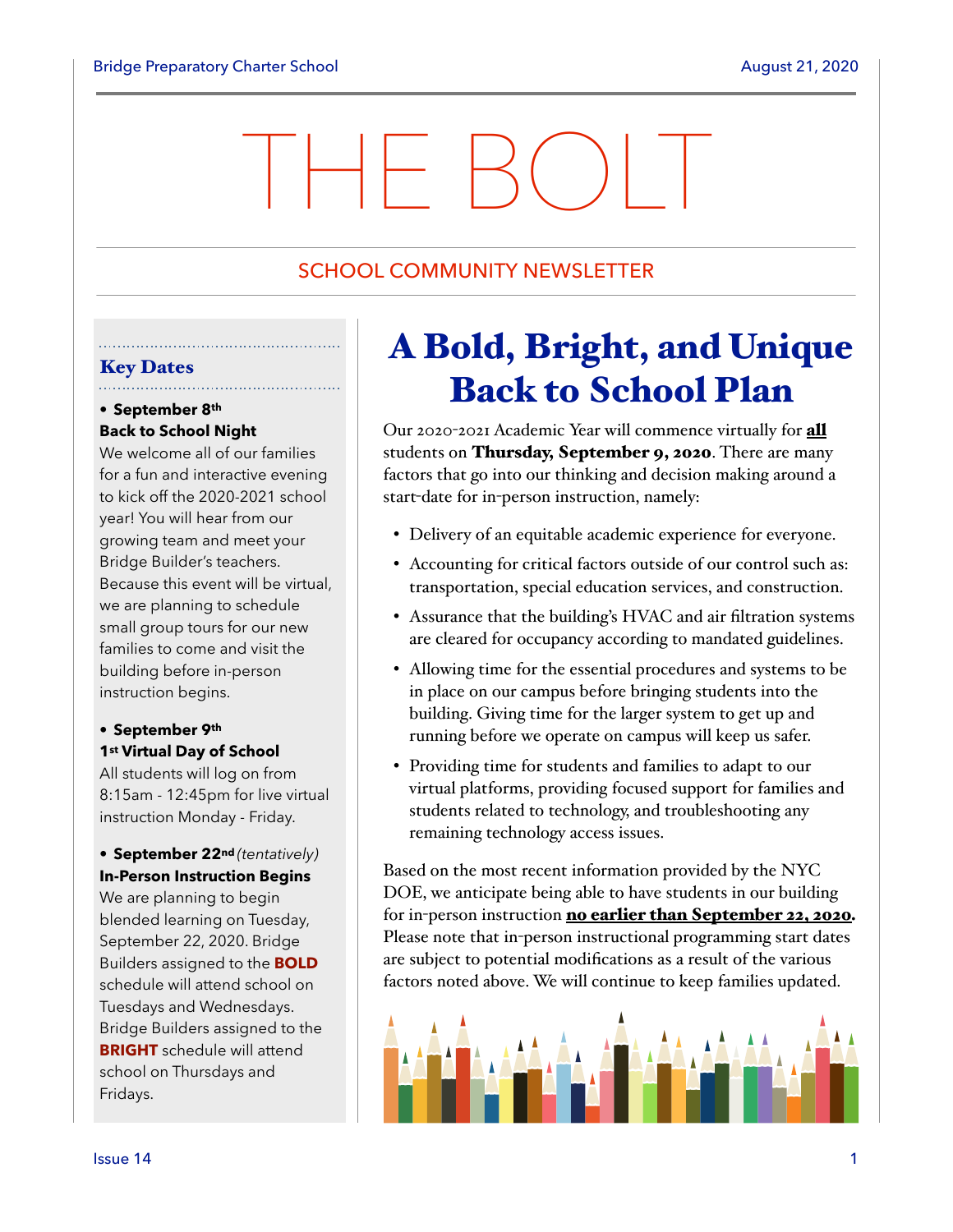# THE BOLT

SCHOOL COMMUNITY NEWSLETTER

## A Bold, Bright, and Unique Back to School Plan

Our 2020-2021 Academic Year will commence virtually for **all** students on **Thursday, September 9, 2020**. There are many factors that go into our thinking and decision making around a start-date for in-person instruction, namely:

- Delivery of an equitable academic experience for everyone.
- Accounting for critical factors outside of our control such as: transportation, special education services, and construction.
- Assurance that the building's HVAC and air filtration systems are cleared for occupancy according to mandated guidelines.
- Allowing time for the essential procedures and systems to be in place on our campus before bringing students into the building. Giving time for the larger system to get up and running before we operate on campus will keep us safer.
- Providing time for students and families to adapt to our virtual platforms, providing focused support for families and students related to technology, and troubleshooting any remaining technology access issues.

Based on the most recent information provided by the NYC DOE, we anticipate being able to have students in our building for in-person instruction **no earlier than September 22, 2020.** Please note that in-person instructional programming start dates are subject to potential modifications as a result of the various factors noted above. We will continue to keep families updated.

### Key Dates

- **September 8th**
  **Back to School Night**
  We welcome all of our families for a fun and interactive evening to kick off the 2020-2021 school year! You will hear from our growing team and meet your Bridge Builder's teachers. Because this event will be virtual, we are planning to schedule small group tours for our new families to come and visit the building before in-person instruction begins.

- **September 9th**
  **1st Virtual Day of School**
  All students will log on from 8:15am - 12:45pm for live virtual instruction Monday - Friday.

- **September 22nd** *(tentatively)*
  **In-Person Instruction Begins**
  We are planning to begin blended learning on Tuesday, September 22, 2020. Bridge Builders assigned to the **BOLD** schedule will attend school on Tuesdays and Wednesdays. Bridge Builders assigned to the **BRIGHT** schedule will attend school on Thursdays and Fridays.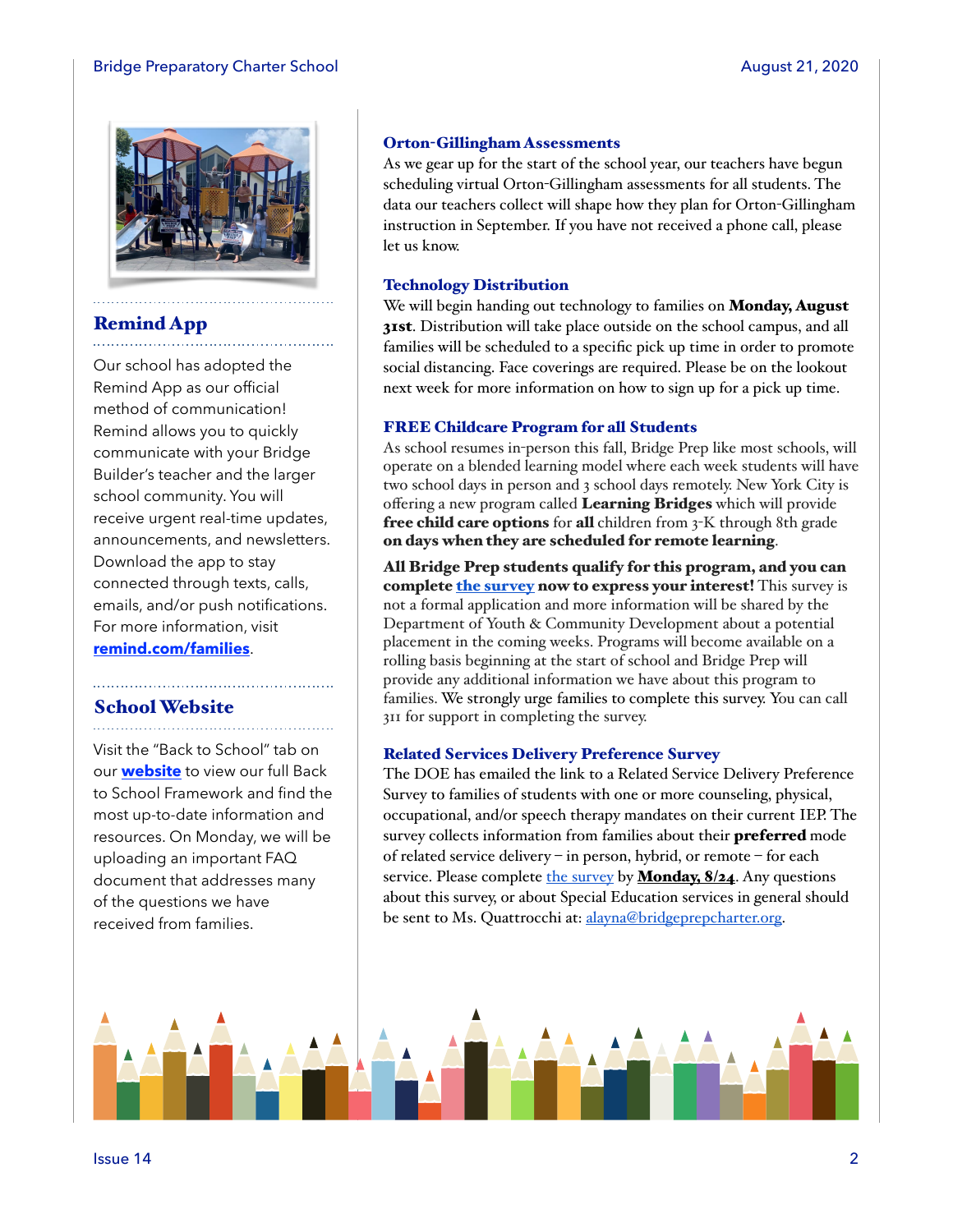## Remind App

Our school has adopted the Remind App as our official method of communication! Remind allows you to quickly communicate with your Bridge Builder's teacher and the larger school community. You will receive urgent real-time updates, announcements, and newsletters. Download the app to stay connected through texts, calls, emails, and/or push notifications. For more information, visit **remind.com/families**.

## School Website

Visit the "Back to School" tab on our **website** to view our full Back to School Framework and find the most up-to-date information and resources. On Monday, we will be uploading an important FAQ document that addresses many of the questions we have received from families.

### Orton-Gillingham Assessments

As we gear up for the start of the school year, our teachers have begun scheduling virtual Orton-Gillingham assessments for all students. The data our teachers collect will shape how they plan for Orton-Gillingham instruction in September. If you have not received a phone call, please let us know.

### Technology Distribution

We will begin handing out technology to families on **Monday, August 31st**. Distribution will take place outside on the school campus, and all families will be scheduled to a specific pick up time in order to promote social distancing. Face coverings are required. Please be on the lookout next week for more information on how to sign up for a pick up time.

### FREE Childcare Program for all Students

As school resumes in-person this fall, Bridge Prep like most schools, will operate on a blended learning model where each week students will have two school days in person and 3 school days remotely. New York City is offering a new program called **Learning Bridges** which will provide **free child care options** for **all** children from 3-K through 8th grade **on days when they are scheduled for remote learning**.

**All Bridge Prep students qualify for this program, and you can complete the survey now to express your interest!** This survey is not a formal application and more information will be shared by the Department of Youth & Community Development about a potential placement in the coming weeks. Programs will become available on a rolling basis beginning at the start of school and Bridge Prep will provide any additional information we have about this program to families. We strongly urge families to complete this survey. You can call 311 for support in completing the survey.

### Related Services Delivery Preference Survey

The DOE has emailed the link to a Related Service Delivery Preference Survey to families of students with one or more counseling, physical, occupational, and/or speech therapy mandates on their current IEP. The survey collects information from families about their **preferred** mode of related service delivery – in person, hybrid, or remote – for each service. Please complete the survey by **Monday, 8/24**. Any questions about this survey, or about Special Education services in general should be sent to Ms. Quattrocchi at: alayna@bridgeprepcharter.org.